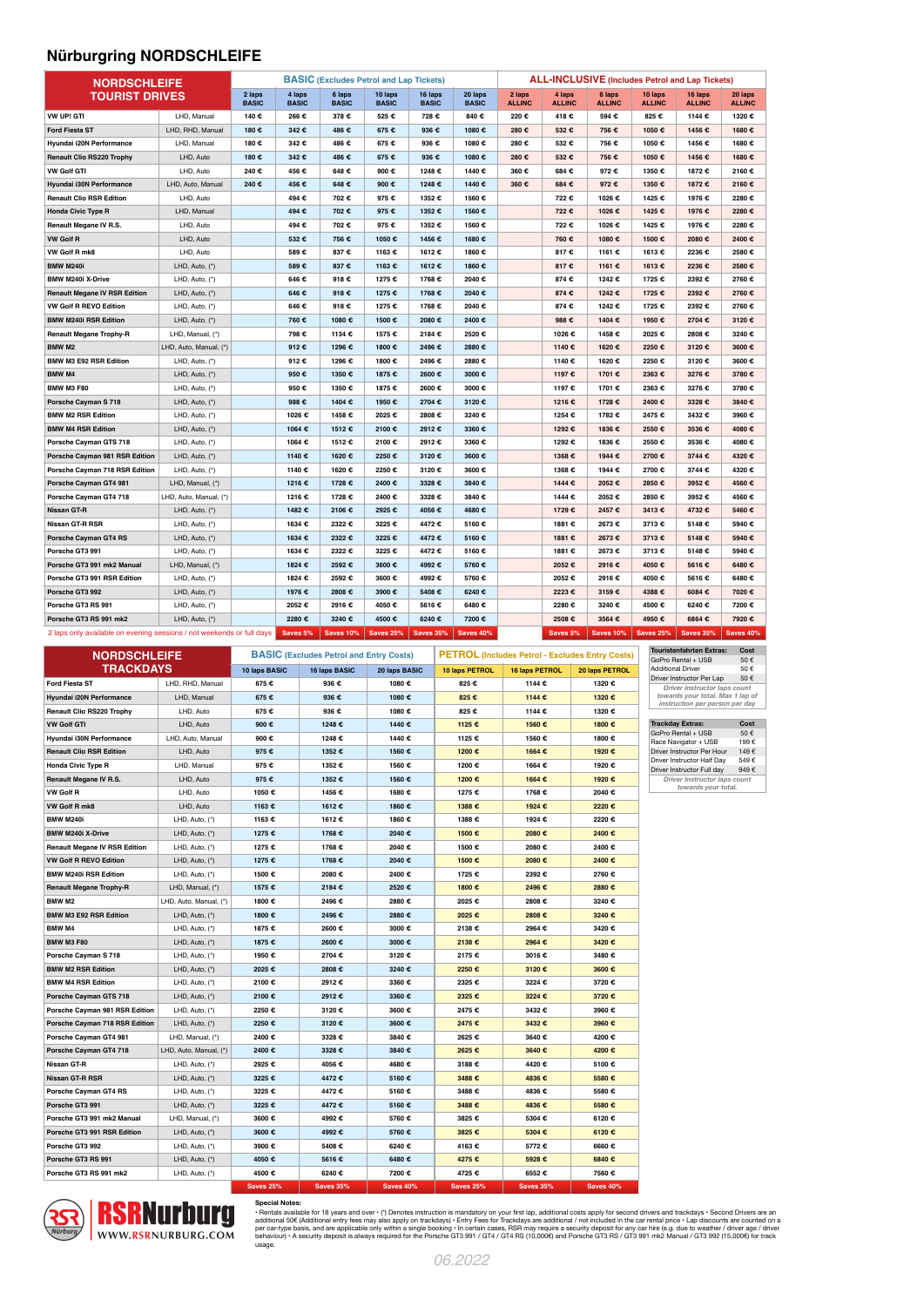# Nürburgring NORDSCHLEIFE

## NORDSCHLEIFE TOURIST DRIVES

| NORDSCHLEIFE TOURIST DRIVES | | BASIC (Excludes Petrol and Lap Tickets) | | | | | | ALL-INCLUSIVE (Includes Petrol and Lap Tickets) | | | | | |
|---|---|---|---|---|---|---|---|---|---|---|---|---|---|
| | | 2 laps BASIC | 4 laps BASIC | 6 laps BASIC | 10 laps BASIC | 16 laps BASIC | 20 laps BASIC | 2 laps ALLINC | 4 laps ALLINC | 6 laps ALLINC | 10 laps ALLINC | 16 laps ALLINC | 20 laps ALLINC |
| VW UP! GTI | LHD, Manual | 140 € | 266 € | 378 € | 525 € | 728 € | 840 € | 220 € | 418 € | 594 € | 825 € | 1144 € | 1320 € |
| Ford Fiesta ST | LHD, RHD, Manual | 180 € | 342 € | 486 € | 675 € | 936 € | 1080 € | 280 € | 532 € | 756 € | 1050 € | 1456 € | 1680 € |
| Hyundai i20N Performance | LHD, Manual | 180 € | 342 € | 486 € | 675 € | 936 € | 1080 € | 280 € | 532 € | 756 € | 1050 € | 1456 € | 1680 € |
| Renault Clio RS220 Trophy | LHD, Auto | 180 € | 342 € | 486 € | 675 € | 936 € | 1080 € | 280 € | 532 € | 756 € | 1050 € | 1456 € | 1680 € |
| VW Golf GTI | LHD, Auto | 240 € | 456 € | 648 € | 900 € | 1248 € | 1440 € | 360 € | 684 € | 972 € | 1350 € | 1872 € | 2160 € |
| Hyundai i30N Performance | LHD, Auto, Manual | 240 € | 456 € | 648 € | 900 € | 1248 € | 1440 € | 360 € | 684 € | 972 € | 1350 € | 1872 € | 2160 € |
| Renault Clio RSR Edition | LHD, Auto | | 494 € | 702 € | 975 € | 1352 € | 1560 € | | 722 € | 1026 € | 1425 € | 1976 € | 2280 € |
| Honda Civic Type R | LHD, Manual | | 494 € | 702 € | 975 € | 1352 € | 1560 € | | 722 € | 1026 € | 1425 € | 1976 € | 2280 € |
| Renault Megane IV R.S. | LHD, Auto | | 494 € | 702 € | 975 € | 1352 € | 1560 € | | 722 € | 1026 € | 1425 € | 1976 € | 2280 € |
| VW Golf R | LHD, Auto | | 532 € | 756 € | 1050 € | 1456 € | 1680 € | | 760 € | 1080 € | 1500 € | 2080 € | 2400 € |
| VW Golf R mk8 | LHD, Auto | | 589 € | 837 € | 1163 € | 1612 € | 1860 € | | 817 € | 1161 € | 1613 € | 2236 € | 2580 € |
| BMW M240i | LHD, Auto, (*) | | 589 € | 837 € | 1163 € | 1612 € | 1860 € | | 817 € | 1161 € | 1613 € | 2236 € | 2580 € |
| BMW M240i X-Drive | LHD, Auto, (*) | | 646 € | 918 € | 1275 € | 1768 € | 2040 € | | 874 € | 1242 € | 1725 € | 2392 € | 2760 € |
| Renault Megane IV RSR Edition | LHD, Auto, (*) | | 646 € | 918 € | 1275 € | 1768 € | 2040 € | | 874 € | 1242 € | 1725 € | 2392 € | 2760 € |
| VW Golf R REVO Edition | LHD, Auto, (*) | | 646 € | 918 € | 1275 € | 1768 € | 2040 € | | 874 € | 1242 € | 1725 € | 2392 € | 2760 € |
| BMW M240i RSR Edition | LHD, Auto, (*) | | 760 € | 1080 € | 1500 € | 2080 € | 2400 € | | 988 € | 1404 € | 1950 € | 2704 € | 3120 € |
| Renault Megane Trophy-R | LHD, Manual, (*) | | 798 € | 1134 € | 1575 € | 2184 € | 2520 € | | 1026 € | 1458 € | 2025 € | 2808 € | 3240 € |
| BMW M2 | LHD, Auto, Manual, (*) | | 912 € | 1296 € | 1800 € | 2496 € | 2880 € | | 1140 € | 1620 € | 2250 € | 3120 € | 3600 € |
| BMW M3 E92 RSR Edition | LHD, Auto, (*) | | 912 € | 1296 € | 1800 € | 2496 € | 2880 € | | 1140 € | 1620 € | 2250 € | 3120 € | 3600 € |
| BMW M4 | LHD, Auto, (*) | | 950 € | 1350 € | 1875 € | 2600 € | 3000 € | | 1197 € | 1701 € | 2363 € | 3276 € | 3780 € |
| BMW M3 F80 | LHD, Auto, (*) | | 950 € | 1350 € | 1875 € | 2600 € | 3000 € | | 1197 € | 1701 € | 2363 € | 3276 € | 3780 € |
| Porsche Cayman S 718 | LHD, Auto, (*) | | 988 € | 1404 € | 1950 € | 2704 € | 3120 € | | 1216 € | 1728 € | 2400 € | 3328 € | 3840 € |
| BMW M2 RSR Edition | LHD, Auto, (*) | | 1026 € | 1458 € | 2025 € | 2808 € | 3240 € | | 1254 € | 1782 € | 2475 € | 3432 € | 3960 € |
| BMW M4 RSR Edition | LHD, Auto, (*) | | 1064 € | 1512 € | 2100 € | 2912 € | 3360 € | | 1292 € | 1836 € | 2550 € | 3536 € | 4080 € |
| Porsche Cayman GTS 718 | LHD, Auto, (*) | | 1064 € | 1512 € | 2100 € | 2912 € | 3360 € | | 1292 € | 1836 € | 2550 € | 3536 € | 4080 € |
| Porsche Cayman 981 RSR Edition | LHD, Auto, (*) | | 1140 € | 1620 € | 2250 € | 3120 € | 3600 € | | 1368 € | 1944 € | 2700 € | 3744 € | 4320 € |
| Porsche Cayman 718 RSR Edition | LHD, Auto, (*) | | 1140 € | 1620 € | 2250 € | 3120 € | 3600 € | | 1368 € | 1944 € | 2700 € | 3744 € | 4320 € |
| Porsche Cayman GT4 981 | LHD, Manual, (*) | | 1216 € | 1728 € | 2400 € | 3328 € | 3840 € | | 1444 € | 2052 € | 2850 € | 3952 € | 4560 € |
| Porsche Cayman GT4 718 | LHD, Auto, Manual, (*) | | 1216 € | 1728 € | 2400 € | 3328 € | 3840 € | | 1444 € | 2052 € | 2850 € | 3952 € | 4560 € |
| Nissan GT-R | LHD, Auto, (*) | | 1482 € | 2106 € | 2925 € | 4056 € | 4680 € | | 1729 € | 2457 € | 3413 € | 4732 € | 5460 € |
| Nissan GT-R RSR | LHD, Auto, (*) | | 1634 € | 2322 € | 3225 € | 4472 € | 5160 € | | 1881 € | 2673 € | 3713 € | 5148 € | 5940 € |
| Porsche Cayman GT4 RS | LHD, Auto, (*) | | 1634 € | 2322 € | 3225 € | 4472 € | 5160 € | | 1881 € | 2673 € | 3713 € | 5148 € | 5940 € |
| Porsche GT3 991 | LHD, Auto, (*) | | 1634 € | 2322 € | 3225 € | 4472 € | 5160 € | | 1881 € | 2673 € | 3713 € | 5148 € | 5940 € |
| Porsche GT3 991 mk2 Manual | LHD, Manual, (*) | | 1824 € | 2592 € | 3600 € | 4992 € | 5760 € | | 2052 € | 2916 € | 4050 € | 5616 € | 6480 € |
| Porsche GT3 991 RSR Edition | LHD, Auto, (*) | | 1824 € | 2592 € | 3600 € | 4992 € | 5760 € | | 2052 € | 2916 € | 4050 € | 5616 € | 6480 € |
| Porsche GT3 992 | LHD, Auto, (*) | | 1976 € | 2808 € | 3900 € | 5408 € | 6240 € | | 2223 € | 3159 € | 4388 € | 6084 € | 7020 € |
| Porsche GT3 RS 991 | LHD, Auto, (*) | | 2052 € | 2916 € | 4050 € | 5616 € | 6480 € | | 2280 € | 3240 € | 4500 € | 6240 € | 7200 € |
| Porsche GT3 RS 991 mk2 | LHD, Auto, (*) | | 2280 € | 3240 € | 4500 € | 6240 € | 7200 € | | 2508 € | 3564 € | 4950 € | 6864 € | 7920 € |
| 2 laps only available on evening sessions / not weekends or full days | | | Saves 5% | Saves 10% | Saves 25% | Saves 35% | Saves 40% | | Saves 5% | Saves 10% | Saves 25% | Saves 35% | Saves 40% |

| Touristenfahrten Extras: | Cost |
|---|---|
| GoPro Rental + USB | 50 € |
| Additional Driver | 50 € |
| Driver Instructor Per Lap | 50 € |

*Driver Instructor laps count towards your total. Max 1 lap of instruction per person per day*

## NORDSCHLEIFE TRACKDAYS

| NORDSCHLEIFE TRACKDAYS | | BASIC (Excludes Petrol and Entry Costs) | | | PETROL (Includes Petrol - Excludes Entry Costs) | | |
|---|---|---|---|---|---|---|---|
| | | 10 laps BASIC | 16 laps BASIC | 20 laps BASIC | 10 laps PETROL | 16 laps PETROL | 20 laps PETROL |
| Ford Fiesta ST | LHD, RHD, Manual | 675 € | 936 € | 1080 € | 825 € | 1144 € | 1320 € |
| Hyundai i20N Performance | LHD, Manual | 675 € | 936 € | 1080 € | 825 € | 1144 € | 1320 € |
| Renault Clio RS220 Trophy | LHD, Auto | 675 € | 936 € | 1080 € | 825 € | 1144 € | 1320 € |
| VW Golf GTI | LHD, Auto | 900 € | 1248 € | 1440 € | 1125 € | 1560 € | 1800 € |
| Hyundai i30N Performance | LHD, Auto, Manual | 900 € | 1248 € | 1440 € | 1125 € | 1560 € | 1800 € |
| Renault Clio RSR Edition | LHD, Auto | 975 € | 1352 € | 1560 € | 1200 € | 1664 € | 1920 € |
| Honda Civic Type R | LHD, Manual | 975 € | 1352 € | 1560 € | 1200 € | 1664 € | 1920 € |
| Renault Megane IV R.S. | LHD, Auto | 975 € | 1352 € | 1560 € | 1200 € | 1664 € | 1920 € |
| VW Golf R | LHD, Auto | 1050 € | 1456 € | 1680 € | 1275 € | 1768 € | 2040 € |
| VW Golf R mk8 | LHD, Auto | 1163 € | 1612 € | 1860 € | 1388 € | 1924 € | 2220 € |
| BMW M240i | LHD, Auto, (*) | 1163 € | 1612 € | 1860 € | 1388 € | 1924 € | 2220 € |
| BMW M240i X-Drive | LHD, Auto, (*) | 1275 € | 1768 € | 2040 € | 1500 € | 2080 € | 2400 € |
| Renault Megane IV RSR Edition | LHD, Auto, (*) | 1275 € | 1768 € | 2040 € | 1500 € | 2080 € | 2400 € |
| VW Golf R REVO Edition | LHD, Auto, (*) | 1275 € | 1768 € | 2040 € | 1500 € | 2080 € | 2400 € |
| BMW M240i RSR Edition | LHD, Auto, (*) | 1500 € | 2080 € | 2400 € | 1725 € | 2392 € | 2760 € |
| Renault Megane Trophy-R | LHD, Manual, (*) | 1575 € | 2184 € | 2520 € | 1800 € | 2496 € | 2880 € |
| BMW M2 | LHD, Auto, Manual, (*) | 1800 € | 2496 € | 2880 € | 2025 € | 2808 € | 3240 € |
| BMW M3 E92 RSR Edition | LHD, Auto, (*) | 1800 € | 2496 € | 2880 € | 2025 € | 2808 € | 3240 € |
| BMW M4 | LHD, Auto, (*) | 1875 € | 2600 € | 3000 € | 2138 € | 2964 € | 3420 € |
| BMW M3 F80 | LHD, Auto, (*) | 1875 € | 2600 € | 3000 € | 2138 € | 2964 € | 3420 € |
| Porsche Cayman S 718 | LHD, Auto, (*) | 1950 € | 2704 € | 3120 € | 2175 € | 3016 € | 3480 € |
| BMW M2 RSR Edition | LHD, Auto, (*) | 2025 € | 2808 € | 3240 € | 2250 € | 3120 € | 3600 € |
| BMW M4 RSR Edition | LHD, Auto, (*) | 2100 € | 2912 € | 3360 € | 2325 € | 3224 € | 3720 € |
| Porsche Cayman GTS 718 | LHD, Auto, (*) | 2100 € | 2912 € | 3360 € | 2325 € | 3224 € | 3720 € |
| Porsche Cayman 981 RSR Edition | LHD, Auto, (*) | 2250 € | 3120 € | 3600 € | 2475 € | 3432 € | 3960 € |
| Porsche Cayman 718 RSR Edition | LHD, Auto, (*) | 2250 € | 3120 € | 3600 € | 2475 € | 3432 € | 3960 € |
| Porsche Cayman GT4 981 | LHD, Manual, (*) | 2400 € | 3328 € | 3840 € | 2625 € | 3640 € | 4200 € |
| Porsche Cayman GT4 718 | LHD, Auto, Manual, (*) | 2400 € | 3328 € | 3840 € | 2625 € | 3640 € | 4200 € |
| Nissan GT-R | LHD, Auto, (*) | 2925 € | 4056 € | 4680 € | 3188 € | 4420 € | 5100 € |
| Nissan GT-R RSR | LHD, Auto, (*) | 3225 € | 4472 € | 5160 € | 3488 € | 4836 € | 5580 € |
| Porsche Cayman GT4 RS | LHD, Auto, (*) | 3225 € | 4472 € | 5160 € | 3488 € | 4836 € | 5580 € |
| Porsche GT3 991 | LHD, Auto, (*) | 3225 € | 4472 € | 5160 € | 3488 € | 4836 € | 5580 € |
| Porsche GT3 991 mk2 Manual | LHD, Manual, (*) | 3600 € | 4992 € | 5760 € | 3825 € | 5304 € | 6120 € |
| Porsche GT3 991 RSR Edition | LHD, Auto, (*) | 3600 € | 4992 € | 5760 € | 3825 € | 5304 € | 6120 € |
| Porsche GT3 992 | LHD, Auto, (*) | 3900 € | 5408 € | 6240 € | 4163 € | 5772 € | 6660 € |
| Porsche GT3 RS 991 | LHD, Auto, (*) | 4050 € | 5616 € | 6480 € | 4275 € | 5928 € | 6840 € |
| Porsche GT3 RS 991 mk2 | LHD, Auto, (*) | 4500 € | 6240 € | 7200 € | 4725 € | 6552 € | 7560 € |
| | | Saves 25% | Saves 35% | Saves 40% | Saves 25% | Saves 35% | Saves 40% |

| Trackday Extras: | Cost |
|---|---|
| GoPro Rental + USB | 50 € |
| Race Navigator + USB | 199 € |
| Driver Instructor Per Hour | 149 € |
| Driver Instructor Half Day | 549 € |
| Driver Instructor Full day | 949 € |

*Driver Instructor laps count towards your total.*

RSRNurburg
WWW.RSRNURBURG.COM

**Special Notes:**
• Rentals available for 18 years and over • (*) Denotes instruction is mandatory on your first lap, additional costs apply for second drivers and trackdays • Second Drivers are an additional 50€ (Additional entry fees may also apply on trackdays) • Entry Fees for Trackdays are additional / not included in the car rental price • Lap discounts are counted on a per car-type basis, and are applicable only within a single booking • In certain cases, RSR may require a security deposit for any car hire (e.g. due to weather / driver age / driver behaviour) • A security deposit is always required for the Porsche GT3 991 / GT4 / GT4 RS (10,000€) and Porsche GT3 RS / GT3 991 mk2 Manual / GT3 992 (15,000€) for track usage.

06.2022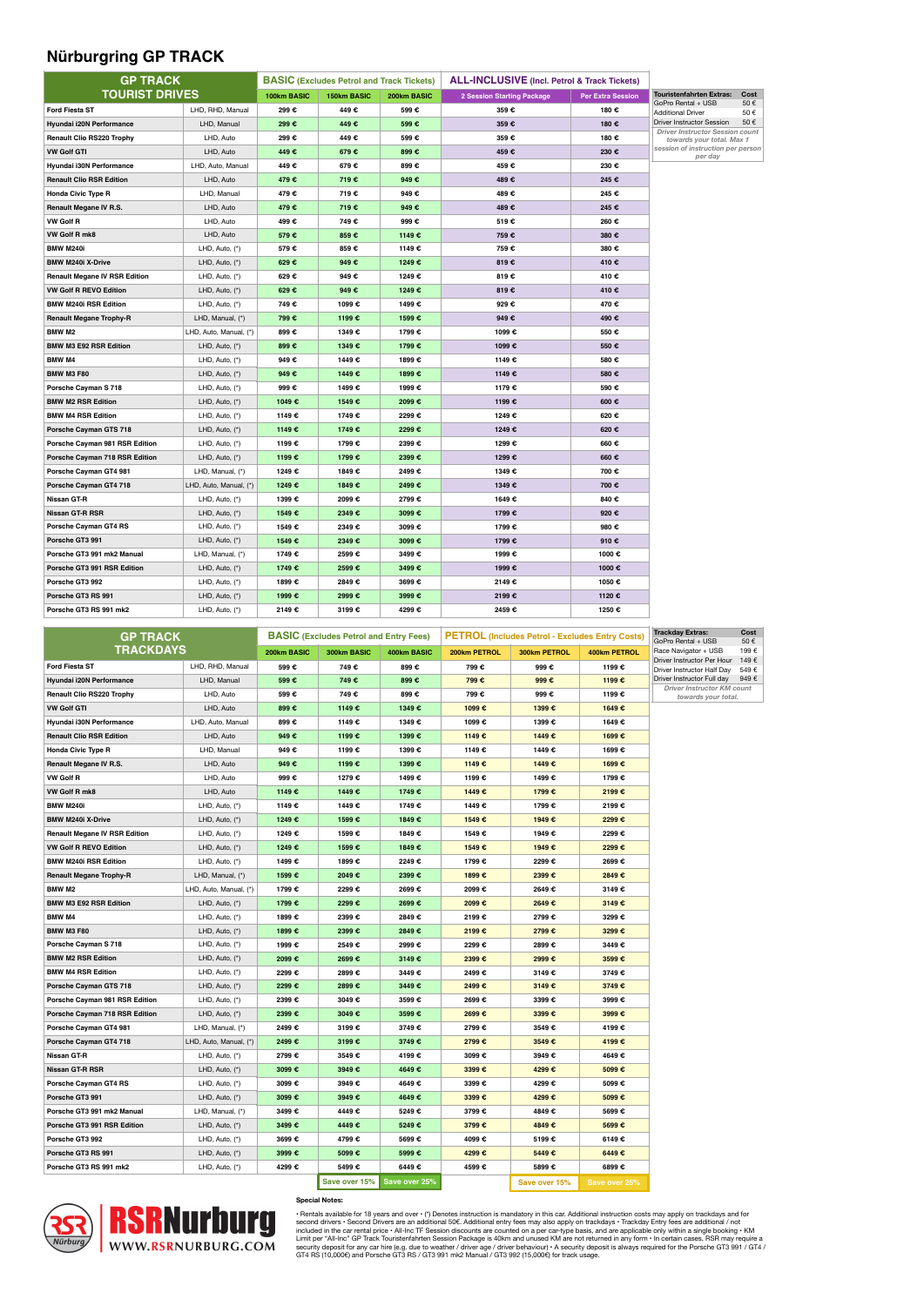# Nürburgring GP TRACK

| GP TRACK TOURIST DRIVES | | BASIC (Excludes Petrol and Track Tickets) | | | ALL-INCLUSIVE (Incl. Petrol & Track Tickets) | |
|---|---|---|---|---|---|---|
| | | 100km BASIC | 150km BASIC | 200km BASIC | 2 Session Starting Package | Per Extra Session |
| Ford Fiesta ST | LHD, RHD, Manual | 299 € | 449 € | 599 € | 359 € | 180 € |
| Hyundai i20N Performance | LHD, Manual | 299 € | 449 € | 599 € | 359 € | 180 € |
| Renault Clio RS220 Trophy | LHD, Auto | 299 € | 449 € | 599 € | 359 € | 180 € |
| VW Golf GTI | LHD, Auto | 449 € | 679 € | 899 € | 459 € | 230 € |
| Hyundai i30N Performance | LHD, Auto, Manual | 449 € | 679 € | 899 € | 459 € | 230 € |
| Renault Clio RSR Edition | LHD, Auto | 479 € | 719 € | 949 € | 489 € | 245 € |
| Honda Civic Type R | LHD, Manual | 479 € | 719 € | 949 € | 489 € | 245 € |
| Renault Megane IV R.S. | LHD, Auto | 479 € | 719 € | 949 € | 489 € | 245 € |
| VW Golf R | LHD, Auto | 499 € | 749 € | 999 € | 519 € | 260 € |
| VW Golf R mk8 | LHD, Auto | 579 € | 859 € | 1149 € | 759 € | 380 € |
| BMW M240i | LHD, Auto, (*) | 579 € | 859 € | 1149 € | 759 € | 380 € |
| BMW M240i X-Drive | LHD, Auto, (*) | 629 € | 949 € | 1249 € | 819 € | 410 € |
| Renault Megane IV RSR Edition | LHD, Auto, (*) | 629 € | 949 € | 1249 € | 819 € | 410 € |
| VW Golf R REVO Edition | LHD, Auto, (*) | 629 € | 949 € | 1249 € | 819 € | 410 € |
| BMW M240i RSR Edition | LHD, Auto, (*) | 749 € | 1099 € | 1499 € | 929 € | 470 € |
| Renault Megane Trophy-R | LHD, Manual, (*) | 799 € | 1199 € | 1599 € | 949 € | 490 € |
| BMW M2 | LHD, Auto, Manual, (*) | 899 € | 1349 € | 1799 € | 1099 € | 550 € |
| BMW M3 E92 RSR Edition | LHD, Auto, (*) | 899 € | 1349 € | 1799 € | 1099 € | 550 € |
| BMW M4 | LHD, Auto, (*) | 949 € | 1449 € | 1899 € | 1149 € | 580 € |
| BMW M3 F80 | LHD, Auto, (*) | 949 € | 1449 € | 1899 € | 1149 € | 580 € |
| Porsche Cayman S 718 | LHD, Auto, (*) | 999 € | 1499 € | 1999 € | 1179 € | 590 € |
| BMW M2 RSR Edition | LHD, Auto, (*) | 1049 € | 1549 € | 2099 € | 1199 € | 600 € |
| BMW M4 RSR Edition | LHD, Auto, (*) | 1149 € | 1749 € | 2299 € | 1249 € | 620 € |
| Porsche Cayman GTS 718 | LHD, Auto, (*) | 1149 € | 1749 € | 2299 € | 1249 € | 620 € |
| Porsche Cayman 981 RSR Edition | LHD, Auto, (*) | 1199 € | 1799 € | 2399 € | 1299 € | 660 € |
| Porsche Cayman 718 RSR Edition | LHD, Auto, (*) | 1199 € | 1799 € | 2399 € | 1299 € | 660 € |
| Porsche Cayman GT4 981 | LHD, Manual, (*) | 1249 € | 1849 € | 2499 € | 1349 € | 700 € |
| Porsche Cayman GT4 718 | LHD, Auto, Manual, (*) | 1249 € | 1849 € | 2499 € | 1349 € | 700 € |
| Nissan GT-R | LHD, Auto, (*) | 1399 € | 2099 € | 2799 € | 1649 € | 840 € |
| Nissan GT-R RSR | LHD, Auto, (*) | 1549 € | 2349 € | 3099 € | 1799 € | 920 € |
| Porsche Cayman GT4 RS | LHD, Auto, (*) | 1549 € | 2349 € | 3099 € | 1799 € | 980 € |
| Porsche GT3 991 | LHD, Auto, (*) | 1549 € | 2349 € | 3099 € | 1799 € | 910 € |
| Porsche GT3 991 mk2 Manual | LHD, Manual, (*) | 1749 € | 2599 € | 3499 € | 1999 € | 1000 € |
| Porsche GT3 991 RSR Edition | LHD, Auto, (*) | 1749 € | 2599 € | 3499 € | 1999 € | 1000 € |
| Porsche GT3 992 | LHD, Auto, (*) | 1899 € | 2849 € | 3699 € | 2149 € | 1050 € |
| Porsche GT3 RS 991 | LHD, Auto, (*) | 1999 € | 2999 € | 3999 € | 2199 € | 1120 € |
| Porsche GT3 RS 991 mk2 | LHD, Auto, (*) | 2149 € | 3199 € | 4299 € | 2459 € | 1250 € |

| Touristenfahrten Extras: | Cost |
|---|---|
| GoPro Rental + USB | 50 € |
| Additional Driver | 50 € |
| Driver Instructor Session | 50 € |

*Driver Instructor Session count towards your total. Max 1 session of instruction per person per day*

| GP TRACK TRACKDAYS | | BASIC (Excludes Petrol and Entry Fees) | | | PETROL (Includes Petrol - Excludes Entry Costs) | | |
|---|---|---|---|---|---|---|---|
| | | 200km BASIC | 300km BASIC | 400km BASIC | 200km PETROL | 300km PETROL | 400km PETROL |
| Ford Fiesta ST | LHD, RHD, Manual | 599 € | 749 € | 899 € | 799 € | 999 € | 1199 € |
| Hyundai i20N Performance | LHD, Manual | 599 € | 749 € | 899 € | 799 € | 999 € | 1199 € |
| Renault Clio RS220 Trophy | LHD, Auto | 599 € | 749 € | 899 € | 799 € | 999 € | 1199 € |
| VW Golf GTI | LHD, Auto | 899 € | 1149 € | 1349 € | 1099 € | 1399 € | 1649 € |
| Hyundai i30N Performance | LHD, Auto, Manual | 899 € | 1149 € | 1349 € | 1099 € | 1399 € | 1649 € |
| Renault Clio RSR Edition | LHD, Auto | 949 € | 1199 € | 1399 € | 1149 € | 1449 € | 1699 € |
| Honda Civic Type R | LHD, Manual | 949 € | 1199 € | 1399 € | 1149 € | 1449 € | 1699 € |
| Renault Megane IV R.S. | LHD, Auto | 949 € | 1199 € | 1399 € | 1149 € | 1449 € | 1699 € |
| VW Golf R | LHD, Auto | 999 € | 1279 € | 1499 € | 1199 € | 1499 € | 1799 € |
| VW Golf R mk8 | LHD, Auto | 1149 € | 1449 € | 1749 € | 1449 € | 1799 € | 2199 € |
| BMW M240i | LHD, Auto, (*) | 1149 € | 1449 € | 1749 € | 1449 € | 1799 € | 2199 € |
| BMW M240i X-Drive | LHD, Auto, (*) | 1249 € | 1599 € | 1849 € | 1549 € | 1949 € | 2299 € |
| Renault Megane IV RSR Edition | LHD, Auto, (*) | 1249 € | 1599 € | 1849 € | 1549 € | 1949 € | 2299 € |
| VW Golf R REVO Edition | LHD, Auto, (*) | 1249 € | 1599 € | 1849 € | 1549 € | 1949 € | 2299 € |
| BMW M240i RSR Edition | LHD, Auto, (*) | 1499 € | 1899 € | 2249 € | 1799 € | 2299 € | 2699 € |
| Renault Megane Trophy-R | LHD, Manual, (*) | 1599 € | 2049 € | 2399 € | 1899 € | 2399 € | 2849 € |
| BMW M2 | LHD, Auto, Manual, (*) | 1799 € | 2299 € | 2699 € | 2099 € | 2649 € | 3149 € |
| BMW M3 E92 RSR Edition | LHD, Auto, (*) | 1799 € | 2299 € | 2699 € | 2099 € | 2649 € | 3149 € |
| BMW M4 | LHD, Auto, (*) | 1899 € | 2399 € | 2849 € | 2199 € | 2799 € | 3299 € |
| BMW M3 F80 | LHD, Auto, (*) | 1899 € | 2399 € | 2849 € | 2199 € | 2799 € | 3299 € |
| Porsche Cayman S 718 | LHD, Auto, (*) | 1999 € | 2549 € | 2999 € | 2299 € | 2899 € | 3449 € |
| BMW M2 RSR Edition | LHD, Auto, (*) | 2099 € | 2699 € | 3149 € | 2399 € | 2999 € | 3599 € |
| BMW M4 RSR Edition | LHD, Auto, (*) | 2299 € | 2899 € | 3449 € | 2499 € | 3149 € | 3749 € |
| Porsche Cayman GTS 718 | LHD, Auto, (*) | 2299 € | 2899 € | 3449 € | 2499 € | 3149 € | 3749 € |
| Porsche Cayman 981 RSR Edition | LHD, Auto, (*) | 2399 € | 3049 € | 3599 € | 2699 € | 3399 € | 3999 € |
| Porsche Cayman 718 RSR Edition | LHD, Auto, (*) | 2399 € | 3049 € | 3599 € | 2699 € | 3399 € | 3999 € |
| Porsche Cayman GT4 981 | LHD, Manual, (*) | 2499 € | 3199 € | 3749 € | 2799 € | 3549 € | 4199 € |
| Porsche Cayman GT4 718 | LHD, Auto, Manual, (*) | 2499 € | 3199 € | 3749 € | 2799 € | 3549 € | 4199 € |
| Nissan GT-R | LHD, Auto, (*) | 2799 € | 3549 € | 4199 € | 3099 € | 3949 € | 4649 € |
| Nissan GT-R RSR | LHD, Auto, (*) | 3099 € | 3949 € | 4649 € | 3399 € | 4299 € | 5099 € |
| Porsche Cayman GT4 RS | LHD, Auto, (*) | 3099 € | 3949 € | 4649 € | 3399 € | 4299 € | 5099 € |
| Porsche GT3 991 | LHD, Auto, (*) | 3099 € | 3949 € | 4649 € | 3399 € | 4299 € | 5099 € |
| Porsche GT3 991 mk2 Manual | LHD, Manual, (*) | 3499 € | 4449 € | 5249 € | 3799 € | 4849 € | 5699 € |
| Porsche GT3 991 RSR Edition | LHD, Auto, (*) | 3499 € | 4449 € | 5249 € | 3799 € | 4849 € | 5699 € |
| Porsche GT3 992 | LHD, Auto, (*) | 3699 € | 4799 € | 5699 € | 4099 € | 5199 € | 6149 € |
| Porsche GT3 RS 991 | LHD, Auto, (*) | 3999 € | 5099 € | 5999 € | 4299 € | 5449 € | 6449 € |
| Porsche GT3 RS 991 mk2 | LHD, Auto, (*) | 4299 € | 5499 € | 6449 € | 4599 € | 5899 € | 6899 € |
| | | | Save over 15% | Save over 25% | | Save over 15% | Save over 25% |

| Trackday Extras: | Cost |
|---|---|
| GoPro Rental + USB | 50 € |
| Race Navigator + USB | 199 € |
| Driver Instructor Per Hour | 149 € |
| Driver Instructor Half Day | 549 € |
| Driver Instructor Full day | 949 € |

*Driver Instructor KM count towards your total.*

RSRNurburg
WWW.RSRNURBURG.COM

**Special Notes:**

• Rentals available for 18 years and over • (*) Denotes instruction is mandatory in this car. Additional instruction costs may apply on trackdays and for second drivers • Second Drivers are an additional 50€. Additional entry fees may also apply on trackdays • Trackday Entry fees are additional / not included in the car rental price • All-Inc TF Session discounts are counted on a per car-type basis, and are applicable only within a single booking • KM Limit per "All-Inc" GP Track Touristenfahrten Session Package is 40km and unused KM are not returned in any form • In certain cases, RSR may require a security deposit for your car hire (e.g. due to weather / driver age / driver behaviour) • A security deposit is always required for the Porsche GT3 991 / GT4 / GT4 RS (10,000€) and Porsche GT3 RS / GT3 991 mk2 Manual / GT3 992 (15,000€) for track usage.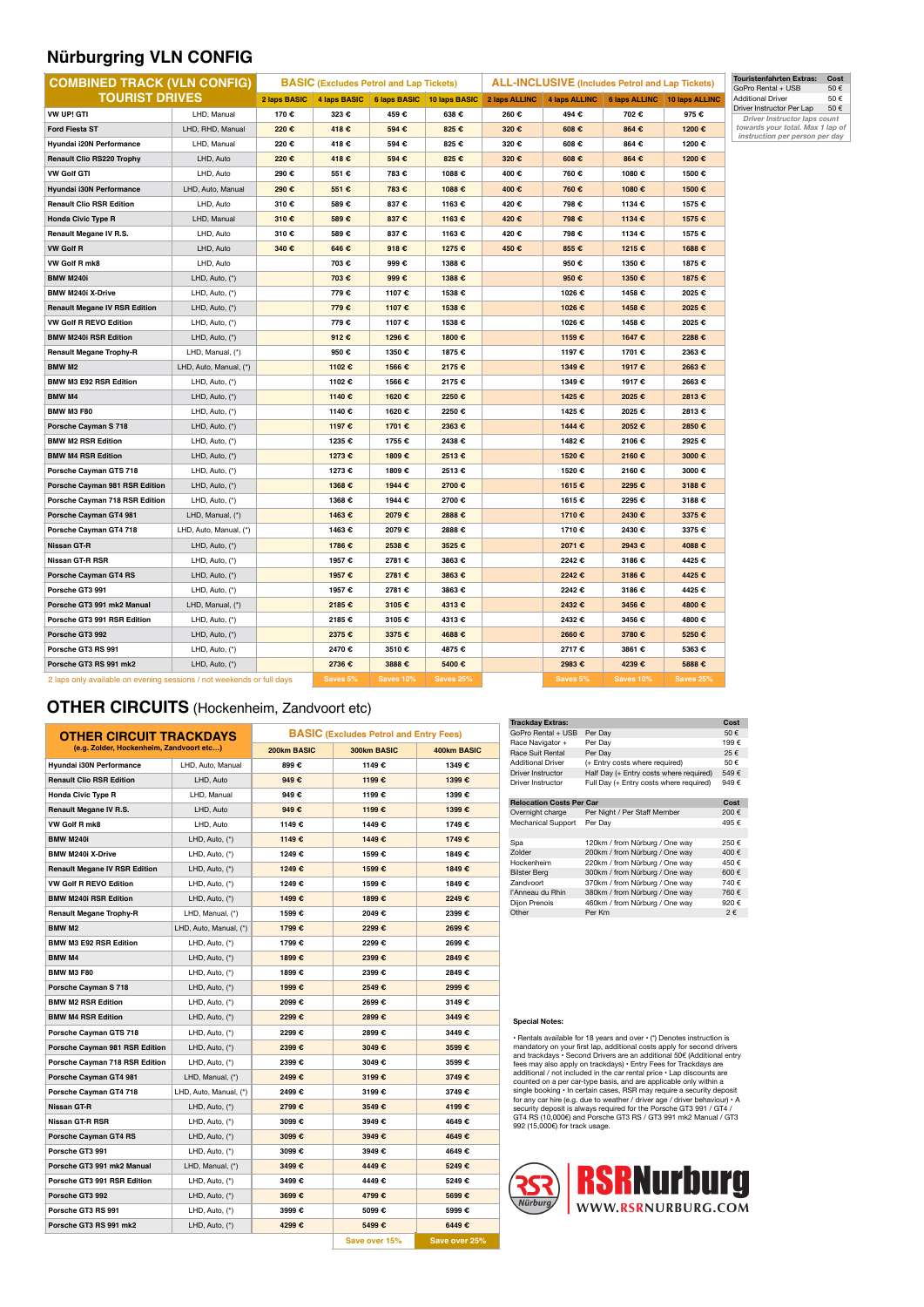# Nürburgring VLN CONFIG

| COMBINED TRACK (VLN CONFIG) TOURIST DRIVES | | BASIC (Excludes Petrol and Lap Tickets) | | | | ALL-INCLUSIVE (Includes Petrol and Lap Tickets) | | | |
|---|---|---|---|---|---|---|---|---|---|
| | | 2 laps BASIC | 4 laps BASIC | 6 laps BASIC | 10 laps BASIC | 2 laps ALLINC | 4 laps ALLINC | 6 laps ALLINC | 10 laps ALLINC |
| VW UP! GTI | LHD, Manual | 170 € | 323 € | 459 € | 638 € | 260 € | 494 € | 702 € | 975 € |
| Ford Fiesta ST | LHD, RHD, Manual | 220 € | 418 € | 594 € | 825 € | 320 € | 608 € | 864 € | 1200 € |
| Hyundai i20N Performance | LHD, Manual | 220 € | 418 € | 594 € | 825 € | 320 € | 608 € | 864 € | 1200 € |
| Renault Clio RS220 Trophy | LHD, Auto | 220 € | 418 € | 594 € | 825 € | 320 € | 608 € | 864 € | 1200 € |
| VW Golf GTI | LHD, Auto | 290 € | 551 € | 783 € | 1088 € | 400 € | 760 € | 1080 € | 1500 € |
| Hyundai i30N Performance | LHD, Auto, Manual | 290 € | 551 € | 783 € | 1088 € | 400 € | 760 € | 1080 € | 1500 € |
| Renault Clio RSR Edition | LHD, Auto | 310 € | 589 € | 837 € | 1163 € | 420 € | 798 € | 1134 € | 1575 € |
| Honda Civic Type R | LHD, Manual | 310 € | 589 € | 837 € | 1163 € | 420 € | 798 € | 1134 € | 1575 € |
| Renault Megane IV R.S. | LHD, Auto | 310 € | 589 € | 837 € | 1163 € | 420 € | 798 € | 1134 € | 1575 € |
| VW Golf R | LHD, Auto | 340 € | 646 € | 918 € | 1275 € | 450 € | 855 € | 1215 € | 1688 € |
| VW Golf R mk8 | LHD, Auto | | 703 € | 999 € | 1388 € | | 950 € | 1350 € | 1875 € |
| BMW M240i | LHD, Auto, (*) | | 703 € | 999 € | 1388 € | | 950 € | 1350 € | 1875 € |
| BMW M240i X-Drive | LHD, Auto, (*) | | 779 € | 1107 € | 1538 € | | 1026 € | 1458 € | 2025 € |
| Renault Megane IV RSR Edition | LHD, Auto, (*) | | 779 € | 1107 € | 1538 € | | 1026 € | 1458 € | 2025 € |
| VW Golf R REVO Edition | LHD, Auto, (*) | | 779 € | 1107 € | 1538 € | | 1026 € | 1458 € | 2025 € |
| BMW M240i RSR Edition | LHD, Auto, (*) | | 912 € | 1296 € | 1800 € | | 1159 € | 1647 € | 2288 € |
| Renault Megane Trophy-R | LHD, Manual, (*) | | 950 € | 1350 € | 1875 € | | 1197 € | 1701 € | 2363 € |
| BMW M2 | LHD, Auto, Manual, (*) | | 1102 € | 1566 € | 2175 € | | 1349 € | 1917 € | 2663 € |
| BMW M3 E92 RSR Edition | LHD, Auto, (*) | | 1102 € | 1566 € | 2175 € | | 1349 € | 1917 € | 2663 € |
| BMW M4 | LHD, Auto, (*) | | 1140 € | 1620 € | 2250 € | | 1425 € | 2025 € | 2813 € |
| BMW M3 F80 | LHD, Auto, (*) | | 1140 € | 1620 € | 2250 € | | 1425 € | 2025 € | 2813 € |
| Porsche Cayman S 718 | LHD, Auto, (*) | | 1197 € | 1701 € | 2363 € | | 1444 € | 2052 € | 2850 € |
| BMW M2 RSR Edition | LHD, Auto, (*) | | 1235 € | 1755 € | 2438 € | | 1482 € | 2106 € | 2925 € |
| BMW M4 RSR Edition | LHD, Auto, (*) | | 1273 € | 1809 € | 2513 € | | 1520 € | 2160 € | 3000 € |
| Porsche Cayman GTS 718 | LHD, Auto, (*) | | 1273 € | 1809 € | 2513 € | | 1520 € | 2160 € | 3000 € |
| Porsche Cayman 981 RSR Edition | LHD, Auto, (*) | | 1368 € | 1944 € | 2700 € | | 1615 € | 2295 € | 3188 € |
| Porsche Cayman 718 RSR Edition | LHD, Auto, (*) | | 1368 € | 1944 € | 2700 € | | 1615 € | 2295 € | 3188 € |
| Porsche Cayman GT4 981 | LHD, Manual, (*) | | 1463 € | 2079 € | 2888 € | | 1710 € | 2430 € | 3375 € |
| Porsche Cayman GT4 718 | LHD, Auto, Manual, (*) | | 1463 € | 2079 € | 2888 € | | 1710 € | 2430 € | 3375 € |
| Nissan GT-R | LHD, Auto, (*) | | 1786 € | 2538 € | 3525 € | | 2071 € | 2943 € | 4088 € |
| Nissan GT-R RSR | LHD, Auto, (*) | | 1957 € | 2781 € | 3863 € | | 2242 € | 3186 € | 4425 € |
| Porsche Cayman GT4 RS | LHD, Auto, (*) | | 1957 € | 2781 € | 3863 € | | 2242 € | 3186 € | 4425 € |
| Porsche GT3 991 | LHD, Auto, (*) | | 1957 € | 2781 € | 3863 € | | 2242 € | 3186 € | 4425 € |
| Porsche GT3 991 mk2 Manual | LHD, Manual, (*) | | 2185 € | 3105 € | 4313 € | | 2432 € | 3456 € | 4800 € |
| Porsche GT3 991 RSR Edition | LHD, Auto, (*) | | 2185 € | 3105 € | 4313 € | | 2432 € | 3456 € | 4800 € |
| Porsche GT3 992 | LHD, Auto, (*) | | 2375 € | 3375 € | 4688 € | | 2660 € | 3780 € | 5250 € |
| Porsche GT3 RS 991 | LHD, Auto, (*) | | 2470 € | 3510 € | 4875 € | | 2717 € | 3861 € | 5363 € |
| Porsche GT3 RS 991 mk2 | LHD, Auto, (*) | | 2736 € | 3888 € | 5400 € | | 2983 € | 4239 € | 5888 € |
| 2 laps only available on evening sessions / not weekends or full days | | | Saves 5% | Saves 10% | Saves 25% | | Saves 5% | Saves 10% | Saves 25% |

| Touristenfahrten Extras: | Cost |
|---|---|
| GoPro Rental + USB | 50 € |
| Additional Driver | 50 € |
| Driver Instructor Per Lap | 50 € |

*Driver Instructor laps count towards your total. Max 1 lap of instruction per person per day*

# OTHER CIRCUITS (Hockenheim, Zandvoort etc)

| OTHER CIRCUIT TRACKDAYS (e.g. Zolder, Hockenheim, Zandvoort etc...) | | BASIC (Excludes Petrol and Entry Fees) | | |
|---|---|---|---|---|
| | | 200km BASIC | 300km BASIC | 400km BASIC |
| Hyundai i30N Performance | LHD, Auto, Manual | 899 € | 1149 € | 1349 € |
| Renault Clio RSR Edition | LHD, Auto | 949 € | 1199 € | 1399 € |
| Honda Civic Type R | LHD, Manual | 949 € | 1199 € | 1399 € |
| Renault Megane IV R.S. | LHD, Auto | 949 € | 1199 € | 1399 € |
| VW Golf R mk8 | LHD, Auto | 1149 € | 1449 € | 1749 € |
| BMW M240i | LHD, Auto, (*) | 1149 € | 1449 € | 1749 € |
| BMW M240i X-Drive | LHD, Auto, (*) | 1249 € | 1599 € | 1849 € |
| Renault Megane IV RSR Edition | LHD, Auto, (*) | 1249 € | 1599 € | 1849 € |
| VW Golf R REVO Edition | LHD, Auto, (*) | 1249 € | 1599 € | 1849 € |
| BMW M240i RSR Edition | LHD, Auto, (*) | 1499 € | 1899 € | 2249 € |
| Renault Megane Trophy-R | LHD, Manual, (*) | 1599 € | 2049 € | 2399 € |
| BMW M2 | LHD, Auto, Manual, (*) | 1799 € | 2299 € | 2699 € |
| BMW M3 E92 RSR Edition | LHD, Auto, (*) | 1799 € | 2299 € | 2699 € |
| BMW M4 | LHD, Auto, (*) | 1899 € | 2399 € | 2849 € |
| BMW M3 F80 | LHD, Auto, (*) | 1899 € | 2399 € | 2849 € |
| Porsche Cayman S 718 | LHD, Auto, (*) | 1999 € | 2549 € | 2999 € |
| BMW M2 RSR Edition | LHD, Auto, (*) | 2099 € | 2699 € | 3149 € |
| BMW M4 RSR Edition | LHD, Auto, (*) | 2299 € | 2899 € | 3449 € |
| Porsche Cayman GTS 718 | LHD, Auto, (*) | 2299 € | 2899 € | 3449 € |
| Porsche Cayman 981 RSR Edition | LHD, Auto, (*) | 2399 € | 3049 € | 3599 € |
| Porsche Cayman 718 RSR Edition | LHD, Auto, (*) | 2399 € | 3049 € | 3599 € |
| Porsche Cayman GT4 981 | LHD, Manual, (*) | 2499 € | 3199 € | 3749 € |
| Porsche Cayman GT4 718 | LHD, Auto, Manual, (*) | 2499 € | 3199 € | 3749 € |
| Nissan GT-R | LHD, Auto, (*) | 2799 € | 3549 € | 4199 € |
| Nissan GT-R RSR | LHD, Auto, (*) | 3099 € | 3949 € | 4649 € |
| Porsche Cayman GT4 RS | LHD, Auto, (*) | 3099 € | 3949 € | 4649 € |
| Porsche GT3 991 | LHD, Auto, (*) | 3099 € | 3949 € | 4649 € |
| Porsche GT3 991 mk2 Manual | LHD, Manual, (*) | 3499 € | 4449 € | 5249 € |
| Porsche GT3 991 RSR Edition | LHD, Auto, (*) | 3499 € | 4449 € | 5249 € |
| Porsche GT3 992 | LHD, Auto, (*) | 3699 € | 4799 € | 5699 € |
| Porsche GT3 RS 991 | LHD, Auto, (*) | 3999 € | 5099 € | 5999 € |
| Porsche GT3 RS 991 mk2 | LHD, Auto, (*) | 4299 € | 5499 € | 6449 € |
| | | | Save over 15% | Save over 25% |

| Trackday Extras: | | Cost |
|---|---|---|
| GoPro Rental + USB | Per Day | 50 € |
| Race Navigator + | Per Day | 199 € |
| Race Suit Rental | Per Day | 25 € |
| Additional Driver | (+ Entry costs where required) | 50 € |
| Driver Instructor | Half Day (+ Entry costs where required) | 549 € |
| Driver Instructor | Full Day (+ Entry costs where required) | 949 € |

| Relocation Costs Per Car | | Cost |
|---|---|---|
| Overnight charge | Per Night / Per Staff Member | 200 € |
| Mechanical Support | Per Day | 495 € |
| Spa | 120km / from Nürburg / One way | 250 € |
| Zolder | 200km / from Nürburg / One way | 400 € |
| Hockenheim | 220km / from Nürburg / One way | 450 € |
| Bilster Berg | 300km / from Nürburg / One way | 600 € |
| Zandvoort | 370km / from Nürburg / One way | 740 € |
| l'Anneau du Rhin | 380km / from Nürburg / One way | 760 € |
| Dijon Prenois | 460km / from Nürburg / One way | 920 € |
| Other | Per Km | 2 € |

**Special Notes:**

• Rentals available for 18 years and over • (*) Denotes instruction is mandatory on your first lap, additional costs apply for second drivers and trackdays • Second Drivers are an additional 50€ (Additional entry fees may also apply on trackdays) • Entry Fees for Trackdays are additional / not included in the car rental price • Lap discounts are counted on a per car-type basis, and are applicable only within a single booking • In certain cases, RSR may require a security deposit for any car hire (e.g. due to weather / driver age / driver behaviour) • A security deposit is always required for the Porsche GT3 991 / GT4 / GT4 RS (10,000€) and Porsche GT3 RS / GT3 991 mk2 Manual / GT3 992 (15,000€) for track usage.

RSR Nürburg — RSRNurburg — WWW.RSRNURBURG.COM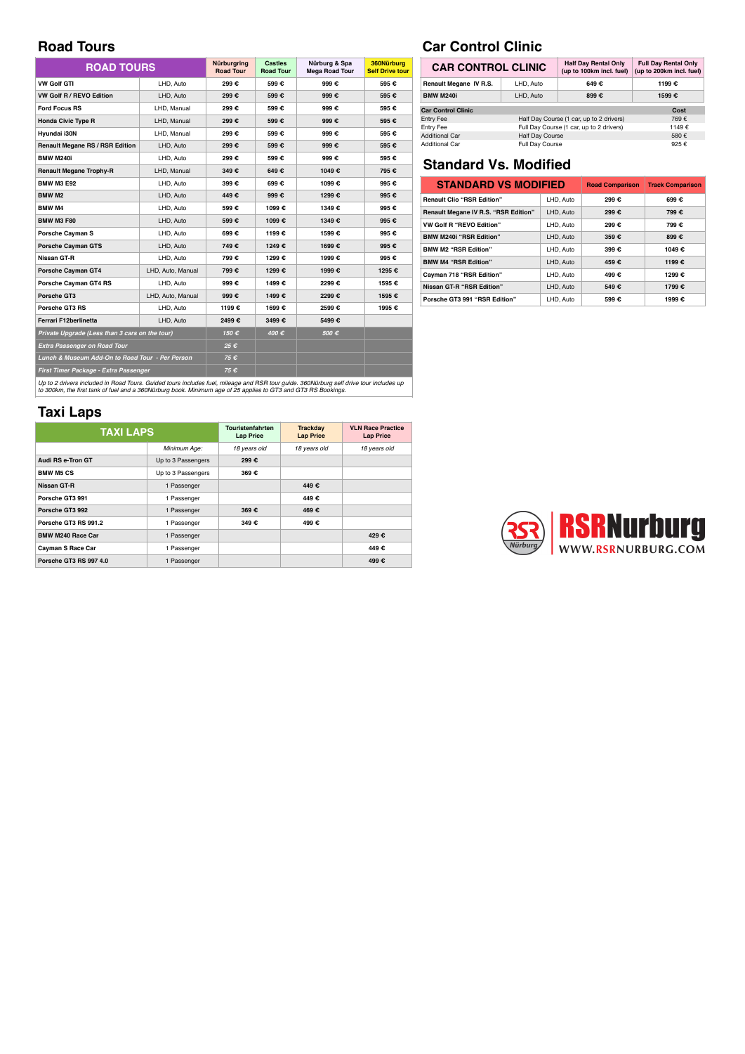## Road Tours

| ROAD TOURS | | Nürburgring Road Tour | Castles Road Tour | Nürburg & Spa Mega Road Tour | 360Nürburg Self Drive tour |
|---|---|---|---|---|---|
| VW Golf GTI | LHD, Auto | 299 € | 599 € | 999 € | 595 € |
| VW Golf R / REVO Edition | LHD, Auto | 299 € | 599 € | 999 € | 595 € |
| Ford Focus RS | LHD, Manual | 299 € | 599 € | 999 € | 595 € |
| Honda Civic Type R | LHD, Manual | 299 € | 599 € | 999 € | 595 € |
| Hyundai i30N | LHD, Manual | 299 € | 599 € | 999 € | 595 € |
| Renault Megane RS / RSR Edition | LHD, Auto | 299 € | 599 € | 999 € | 595 € |
| BMW M240i | LHD, Auto | 299 € | 599 € | 999 € | 595 € |
| Renault Megane Trophy-R | LHD, Manual | 349 € | 649 € | 1049 € | 795 € |
| BMW M3 E92 | LHD, Auto | 399 € | 699 € | 1099 € | 995 € |
| BMW M2 | LHD, Auto | 449 € | 999 € | 1299 € | 995 € |
| BMW M4 | LHD, Auto | 599 € | 1099 € | 1349 € | 995 € |
| BMW M3 F80 | LHD, Auto | 599 € | 1099 € | 1349 € | 995 € |
| Porsche Cayman S | LHD, Auto | 699 € | 1199 € | 1599 € | 995 € |
| Porsche Cayman GTS | LHD, Auto | 749 € | 1249 € | 1699 € | 995 € |
| Nissan GT-R | LHD, Auto | 799 € | 1299 € | 1999 € | 995 € |
| Porsche Cayman GT4 | LHD, Auto, Manual | 799 € | 1299 € | 1999 € | 1295 € |
| Porsche Cayman GT4 RS | LHD, Auto | 999 € | 1499 € | 2299 € | 1595 € |
| Porsche GT3 | LHD, Auto, Manual | 999 € | 1499 € | 2299 € | 1595 € |
| Porsche GT3 RS | LHD, Auto | 1199 € | 1699 € | 2599 € | 1995 € |
| Ferrari F12berlinetta | LHD, Auto | 2499 € | 3499 € | 5499 € | |
| *Private Upgrade (Less than 3 cars on the tour)* | | *150 €* | *400 €* | *500 €* | |
| *Extra Passenger on Road Tour* | | *25 €* | | | |
| *Lunch & Museum Add-On to Road Tour - Per Person* | | *75 €* | | | |
| *First Timer Package - Extra Passenger* | | *75 €* | | | |

*Up to 2 drivers included in Road Tours. Guided tours includes fuel, mileage and RSR tour guide. 360Nürburg self drive tour includes up to 300km, the first tank of fuel and a 360Nürburg book. Minimum age of 25 applies to GT3 and GT3 RS Bookings.*

## Taxi Laps

| TAXI LAPS | | Touristenfahrten Lap Price | Trackday Lap Price | VLN Race Practice Lap Price |
|---|---|---|---|---|
| | *Minimum Age:* | *18 years old* | *18 years old* | *18 years old* |
| Audi RS e-Tron GT | Up to 3 Passengers | 299 € | | |
| BMW M5 CS | Up to 3 Passengers | 369 € | | |
| Nissan GT-R | 1 Passenger | | 449 € | |
| Porsche GT3 991 | 1 Passenger | | 449 € | |
| Porsche GT3 992 | 1 Passenger | 369 € | 469 € | |
| Porsche GT3 RS 991.2 | 1 Passenger | 349 € | 499 € | |
| BMW M240 Race Car | 1 Passenger | | | 429 € |
| Cayman S Race Car | 1 Passenger | | | 449 € |
| Porsche GT3 RS 997 4.0 | 1 Passenger | | | 499 € |

## Car Control Clinic

| CAR CONTROL CLINIC | | Half Day Rental Only (up to 100km incl. fuel) | Full Day Rental Only (up to 200km incl. fuel) |
|---|---|---|---|
| Renault Megane IV R.S. | LHD, Auto | 649 € | 1199 € |
| BMW M240i | LHD, Auto | 899 € | 1599 € |

| Car Control Clinic | | Cost |
|---|---|---|
| Entry Fee | Half Day Course (1 car, up to 2 drivers) | 769 € |
| Entry Fee | Full Day Course (1 car, up to 2 drivers) | 1149 € |
| Additional Car | Half Day Course | 580 € |
| Additional Car | Full Day Course | 925 € |

## Standard Vs. Modified

| STANDARD VS MODIFIED | | Road Comparison | Track Comparison |
|---|---|---|---|
| Renault Clio "RSR Edition" | LHD, Auto | 299 € | 699 € |
| Renault Megane IV R.S. "RSR Edition" | LHD, Auto | 299 € | 799 € |
| VW Golf R "REVO Edition" | LHD, Auto | 299 € | 799 € |
| BMW M240i "RSR Edition" | LHD, Auto | 359 € | 899 € |
| BMW M2 "RSR Edition" | LHD, Auto | 399 € | 1049 € |
| BMW M4 "RSR Edition" | LHD, Auto | 459 € | 1199 € |
| Cayman 718 "RSR Edition" | LHD, Auto | 499 € | 1299 € |
| Nissan GT-R "RSR Edition" | LHD, Auto | 549 € | 1799 € |
| Porsche GT3 991 "RSR Edition" | LHD, Auto | 599 € | 1999 € |

RSR Nürburg

RSRNurburg
WWW.RSRNURBURG.COM